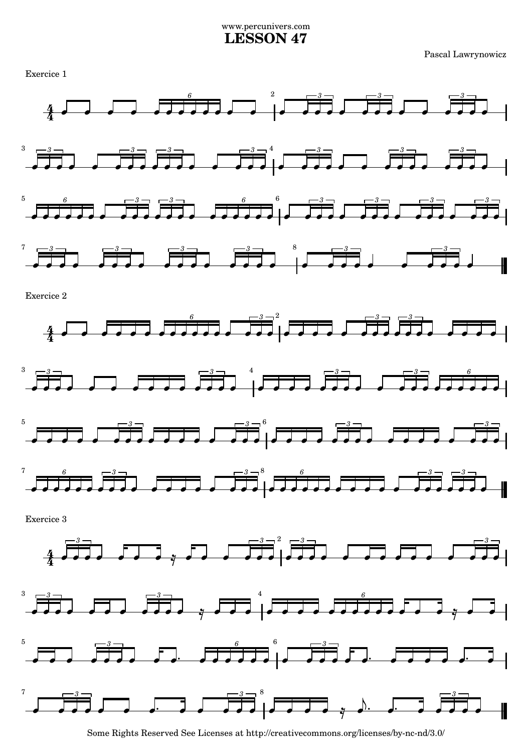www.percunivers.com

# LESSON 47

Pascal Lawrynowicz

Exercice 1

Exercice 2

Exercice 3

Some Rights Reserved See Licenses at http://creativecommons.org/licenses/by-nc-nd/3.0/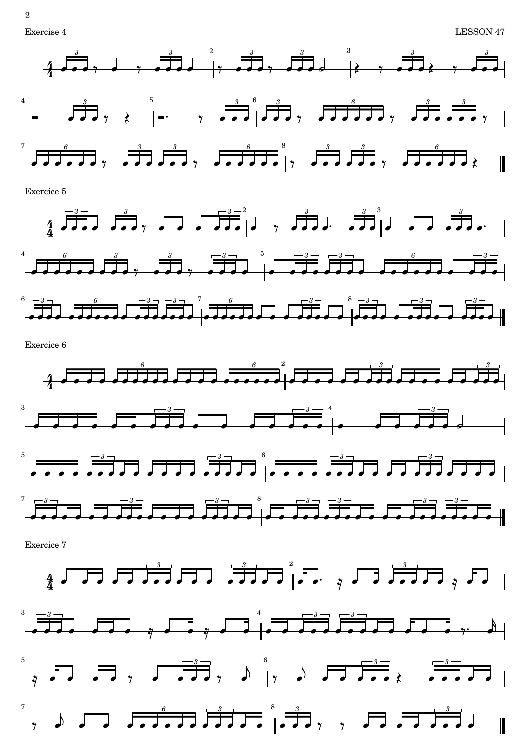Exercise 4

Exercice 5

Exercice 6

Exercice 7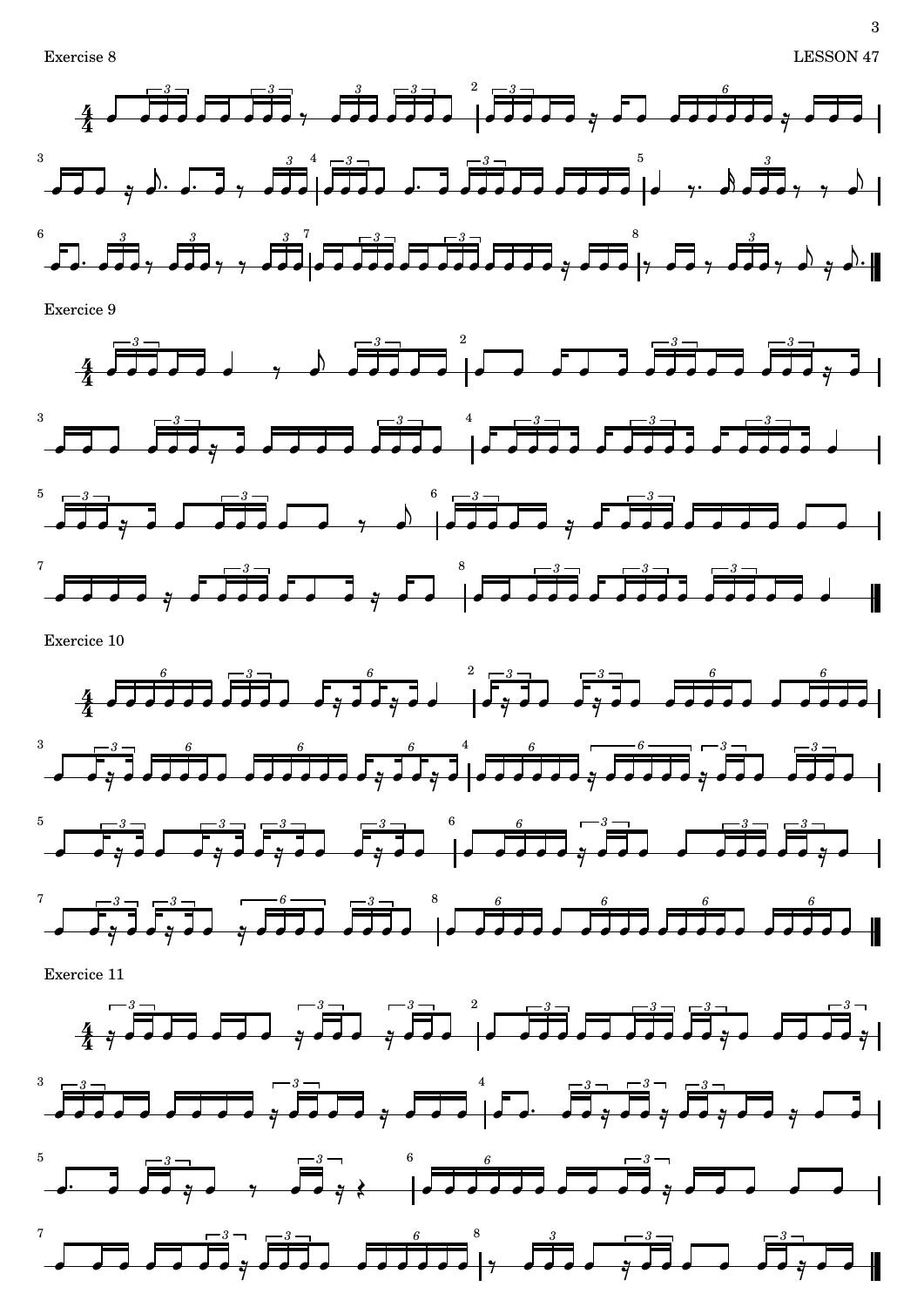Exercise 8

Exercice 9

Exercice 10

Exercice 11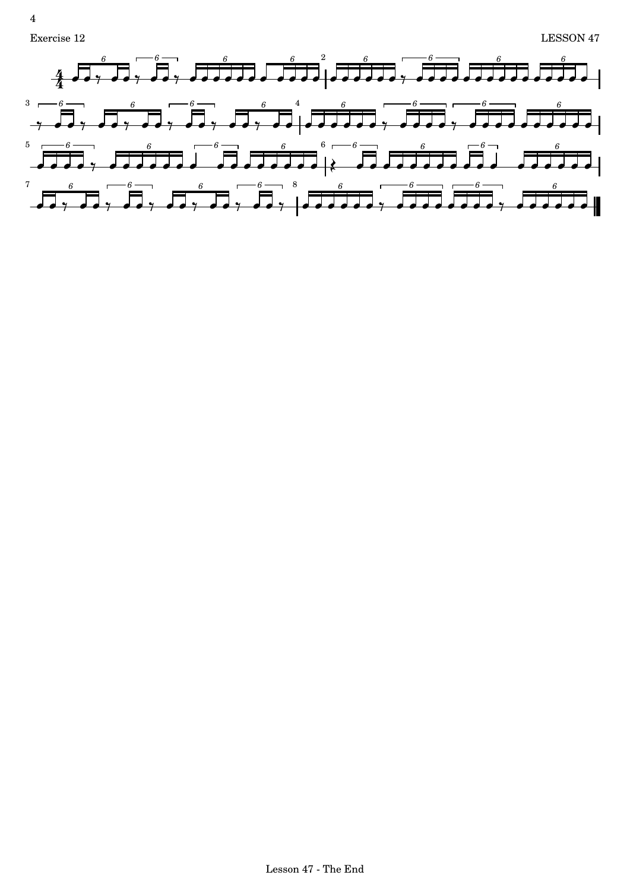Exercise 12

LESSON 47

Lesson 47 - The End